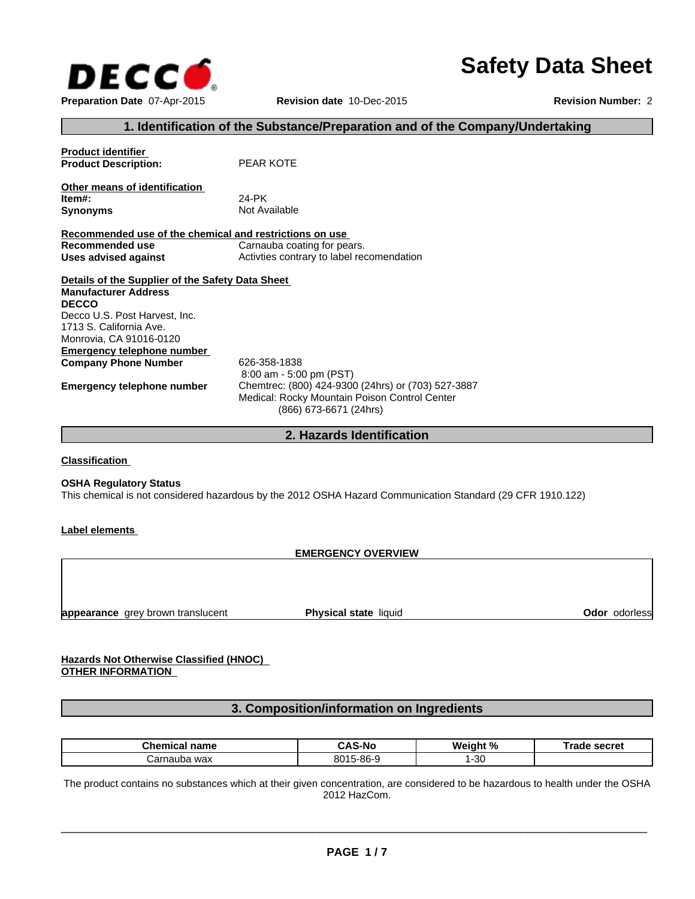# Safety Data Sheet

**DECCO**

**Preparation Date** 07-Apr-2015 **Revision date** 10-Dec-2015 **Revision Number:** 2

## 1. Identification of the Substance/Preparation and of the Company/Undertaking

**Product identifier**

**Product Description:** PEAR KOTE

**Other means of identification**

**Item#:** 24-PK

**Synonyms** Not Available

**Recommended use of the chemical and restrictions on use**

**Recommended use** Carnauba coating for pears.

**Uses advised against** Activties contrary to label recomendation

**Details of the Supplier of the Safety Data Sheet**

**Manufacturer Address**

**DECCO**

Decco U.S. Post Harvest, Inc.
1713 S. California Ave.
Monrovia, CA 91016-0120

**Emergency telephone number**

**Company Phone Number** 626-358-1838
8:00 am - 5:00 pm (PST)

**Emergency telephone number** Chemtrec: (800) 424-9300 (24hrs) or (703) 527-3887
Medical: Rocky Mountain Poison Control Center
(866) 673-6671 (24hrs)

## 2. Hazards Identification

**Classification**

**OSHA Regulatory Status**

This chemical is not considered hazardous by the 2012 OSHA Hazard Communication Standard (29 CFR 1910.122)

**Label elements**

**EMERGENCY OVERVIEW**

**appearance** grey brown translucent **Physical state** liquid **Odor** odorless

**Hazards Not Otherwise Classified (HNOC)**

**OTHER INFORMATION**

## 3. Composition/information on Ingredients

| Chemical name | CAS-No | Weight % | Trade secret |
|---|---|---|---|
| Carnauba wax | 8015-86-9 | 1-30 | |

The product contains no substances which at their given concentration, are considered to be hazardous to health under the OSHA 2012 HazCom.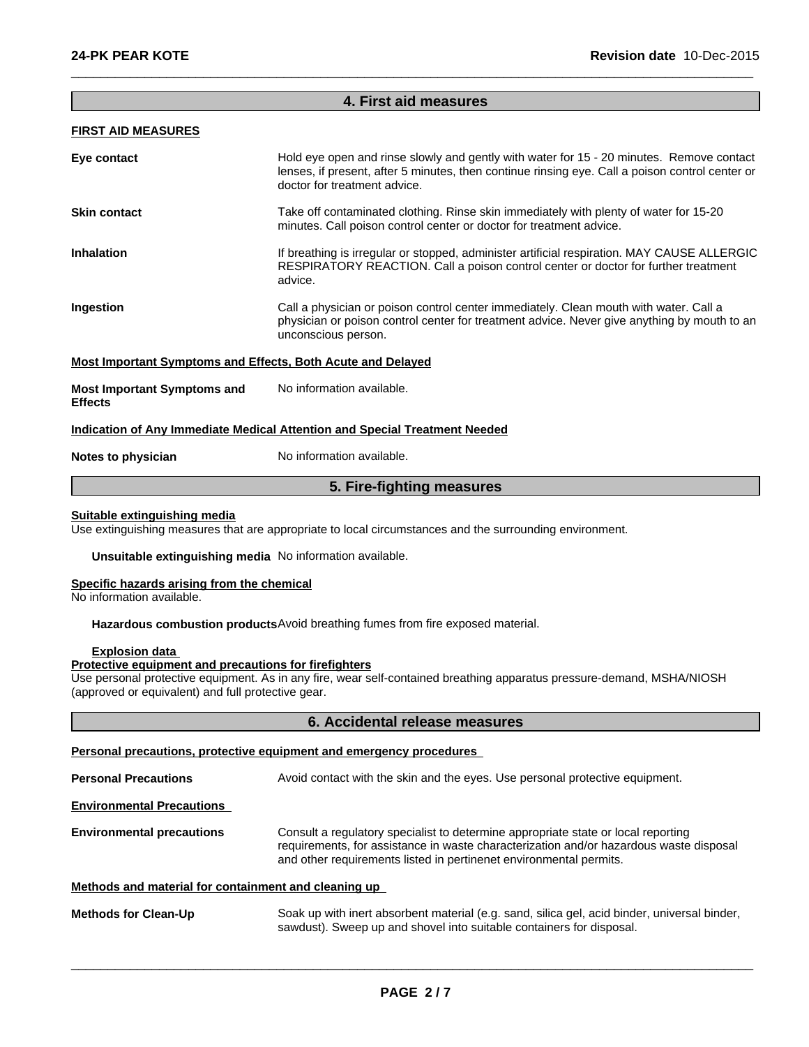## 4. First aid measures

**FIRST AID MEASURES**

**Eye contact** Hold eye open and rinse slowly and gently with water for 15 - 20 minutes. Remove contact lenses, if present, after 5 minutes, then continue rinsing eye. Call a poison control center or doctor for treatment advice.

**Skin contact** Take off contaminated clothing. Rinse skin immediately with plenty of water for 15-20 minutes. Call poison control center or doctor for treatment advice.

**Inhalation** If breathing is irregular or stopped, administer artificial respiration. MAY CAUSE ALLERGIC RESPIRATORY REACTION. Call a poison control center or doctor for further treatment advice.

**Ingestion** Call a physician or poison control center immediately. Clean mouth with water. Call a physician or poison control center for treatment advice. Never give anything by mouth to an unconscious person.

**Most Important Symptoms and Effects, Both Acute and Delayed**

**Most Important Symptoms and Effects** No information available.

**Indication of Any Immediate Medical Attention and Special Treatment Needed**

**Notes to physician** No information available.

## 5. Fire-fighting measures

**Suitable extinguishing media**
Use extinguishing measures that are appropriate to local circumstances and the surrounding environment.

**Unsuitable extinguishing media** No information available.

**Specific hazards arising from the chemical**
No information available.

**Hazardous combustion products** Avoid breathing fumes from fire exposed material.

**Explosion data**

**Protective equipment and precautions for firefighters**
Use personal protective equipment. As in any fire, wear self-contained breathing apparatus pressure-demand, MSHA/NIOSH (approved or equivalent) and full protective gear.

## 6. Accidental release measures

**Personal precautions, protective equipment and emergency procedures**

**Personal Precautions** Avoid contact with the skin and the eyes. Use personal protective equipment.

**Environmental Precautions**

**Environmental precautions** Consult a regulatory specialist to determine appropriate state or local reporting requirements, for assistance in waste characterization and/or hazardous waste disposal and other requirements listed in pertinenet environmental permits.

**Methods and material for containment and cleaning up**

**Methods for Clean-Up** Soak up with inert absorbent material (e.g. sand, silica gel, acid binder, universal binder, sawdust). Sweep up and shovel into suitable containers for disposal.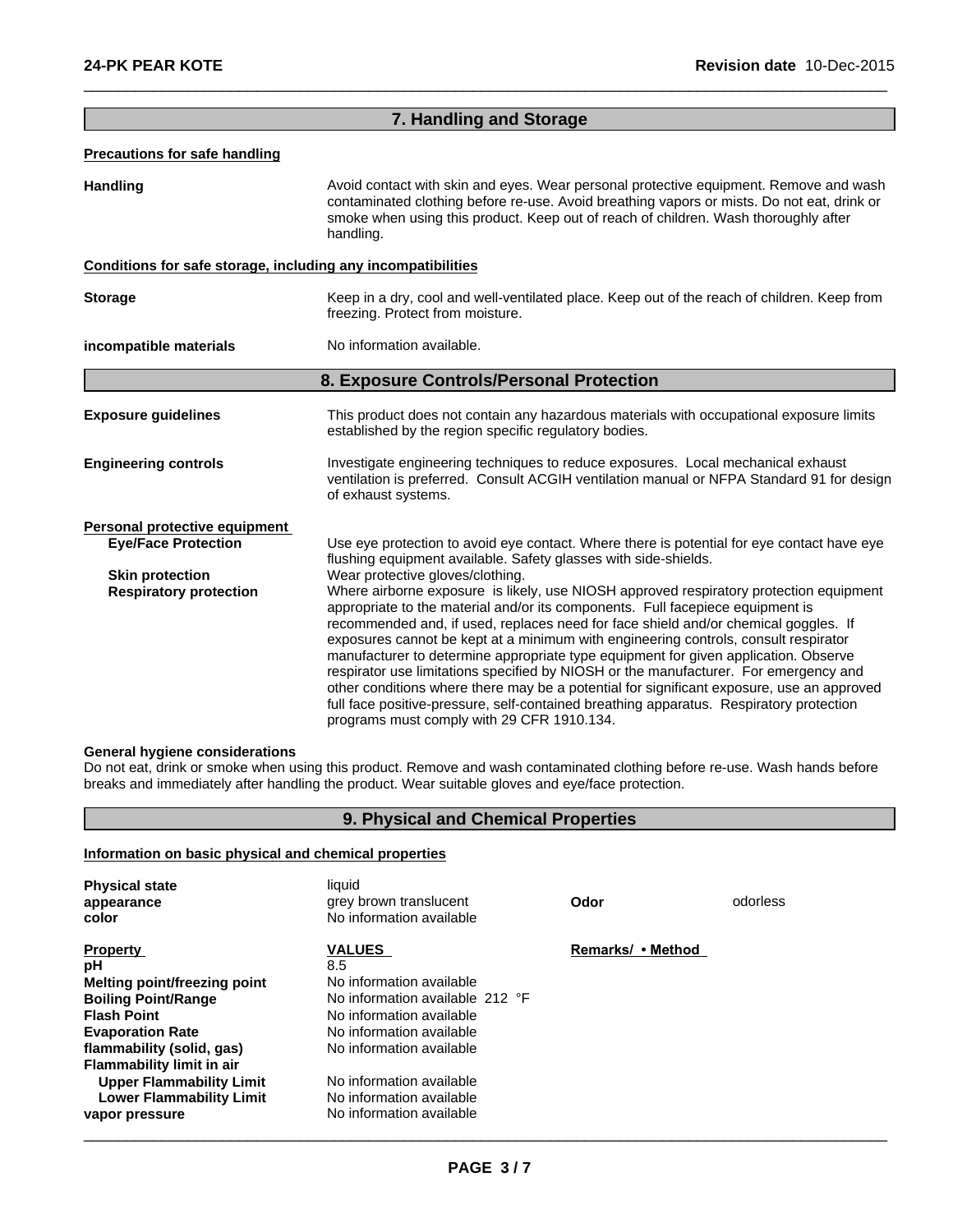## 7. Handling and Storage

**Precautions for safe handling**

**Handling** — Avoid contact with skin and eyes. Wear personal protective equipment. Remove and wash contaminated clothing before re-use. Avoid breathing vapors or mists. Do not eat, drink or smoke when using this product. Keep out of reach of children. Wash thoroughly after handling.

**Conditions for safe storage, including any incompatibilities**

**Storage** — Keep in a dry, cool and well-ventilated place. Keep out of the reach of children. Keep from freezing. Protect from moisture.

**incompatible materials** — No information available.

## 8. Exposure Controls/Personal Protection

**Exposure guidelines** — This product does not contain any hazardous materials with occupational exposure limits established by the region specific regulatory bodies.

**Engineering controls** — Investigate engineering techniques to reduce exposures. Local mechanical exhaust ventilation is preferred. Consult ACGIH ventilation manual or NFPA Standard 91 for design of exhaust systems.

**Personal protective equipment**

**Eye/Face Protection** — Use eye protection to avoid eye contact. Where there is potential for eye contact have eye flushing equipment available. Safety glasses with side-shields.

**Skin protection** — Wear protective gloves/clothing.

**Respiratory protection** — Where airborne exposure is likely, use NIOSH approved respiratory protection equipment appropriate to the material and/or its components. Full facepiece equipment is recommended and, if used, replaces need for face shield and/or chemical goggles. If exposures cannot be kept at a minimum with engineering controls, consult respirator manufacturer to determine appropriate type equipment for given application. Observe respirator use limitations specified by NIOSH or the manufacturer. For emergency and other conditions where there may be a potential for significant exposure, use an approved full face positive-pressure, self-contained breathing apparatus. Respiratory protection programs must comply with 29 CFR 1910.134.

**General hygiene considerations**

Do not eat, drink or smoke when using this product. Remove and wash contaminated clothing before re-use. Wash hands before breaks and immediately after handling the product. Wear suitable gloves and eye/face protection.

## 9. Physical and Chemical Properties

**Information on basic physical and chemical properties**

| | | | |
|---|---|---|---|
| **Physical state** | liquid | | |
| **appearance** | grey brown translucent | **Odor** | odorless |
| **color** | No information available | | |

| **Property** | **VALUES** | **Remarks/ • Method** |
|---|---|---|
| **pH** | 8.5 | |
| **Melting point/freezing point** | No information available | |
| **Boiling Point/Range** | No information available 212 °F | |
| **Flash Point** | No information available | |
| **Evaporation Rate** | No information available | |
| **flammability (solid, gas)** | No information available | |
| **Flammability limit in air** | | |
| **Upper Flammability Limit** | No information available | |
| **Lower Flammability Limit** | No information available | |
| **vapor pressure** | No information available | |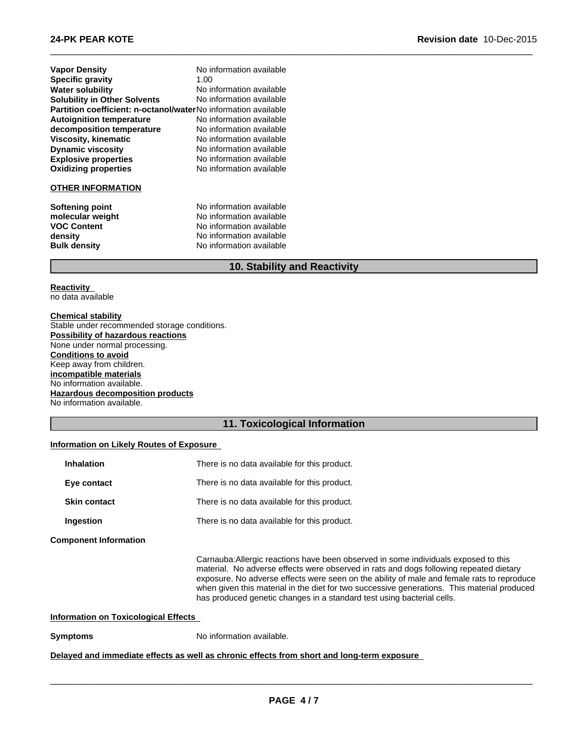| | |
|---|---|
| **Vapor Density** | No information available |
| **Specific gravity** | 1.00 |
| **Water solubility** | No information available |
| **Solubility in Other Solvents** | No information available |
| **Partition coefficient: n-octanol/water** | No information available |
| **Autoignition temperature** | No information available |
| **decomposition temperature** | No information available |
| **Viscosity, kinematic** | No information available |
| **Dynamic viscosity** | No information available |
| **Explosive properties** | No information available |
| **Oxidizing properties** | No information available |

**OTHER INFORMATION**

| | |
|---|---|
| **Softening point** | No information available |
| **molecular weight** | No information available |
| **VOC Content** | No information available |
| **density** | No information available |
| **Bulk density** | No information available |

## 10. Stability and Reactivity

**Reactivity**
no data available

**Chemical stability**
Stable under recommended storage conditions.

**Possibility of hazardous reactions**
None under normal processing.

**Conditions to avoid**
Keep away from children.

**incompatible materials**
No information available.

**Hazardous decomposition products**
No information available.

## 11. Toxicological Information

**Information on Likely Routes of Exposure**

| | |
|---|---|
| **Inhalation** | There is no data available for this product. |
| **Eye contact** | There is no data available for this product. |
| **Skin contact** | There is no data available for this product. |
| **Ingestion** | There is no data available for this product. |

**Component Information**

Carnauba:Allergic reactions have been observed in some individuals exposed to this material. No adverse effects were observed in rats and dogs following repeated dietary exposure. No adverse effects were seen on the ability of male and female rats to reproduce when given this material in the diet for two successive generations. This material produced has produced genetic changes in a standard test using bacterial cells.

**Information on Toxicological Effects**

**Symptoms** No information available.

**Delayed and immediate effects as well as chronic effects from short and long-term exposure**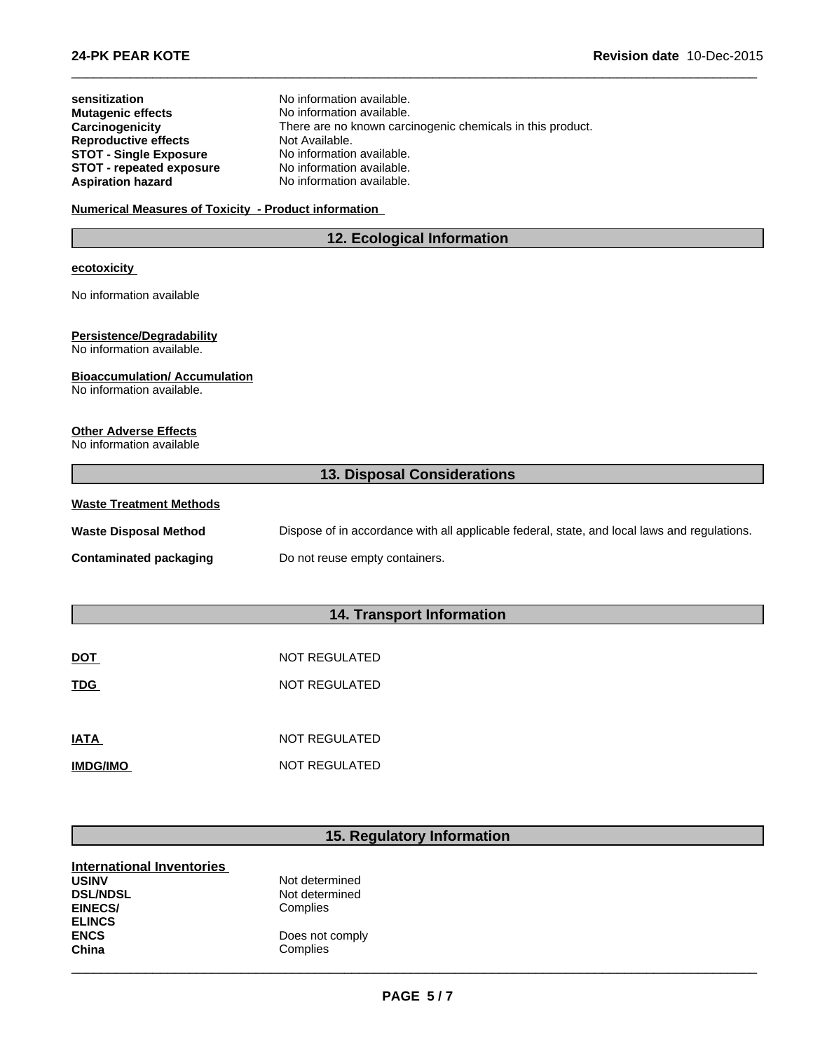| | |
|---|---|
| **sensitization** | No information available. |
| **Mutagenic effects** | No information available. |
| **Carcinogenicity** | There are no known carcinogenic chemicals in this product. |
| **Reproductive effects** | Not Available. |
| **STOT - Single Exposure** | No information available. |
| **STOT - repeated exposure** | No information available. |
| **Aspiration hazard** | No information available. |

**Numerical Measures of Toxicity - Product information**

## 12. Ecological Information

**ecotoxicity**

No information available

**Persistence/Degradability**

No information available.

**Bioaccumulation/ Accumulation**

No information available.

**Other Adverse Effects**

No information available

## 13. Disposal Considerations

**Waste Treatment Methods**

| | |
|---|---|
| **Waste Disposal Method** | Dispose of in accordance with all applicable federal, state, and local laws and regulations. |
| **Contaminated packaging** | Do not reuse empty containers. |

## 14. Transport Information

| | |
|---|---|
| **DOT** | NOT REGULATED |
| **TDG** | NOT REGULATED |
| **IATA** | NOT REGULATED |
| **IMDG/IMO** | NOT REGULATED |

## 15. Regulatory Information

**International Inventories**

| | |
|---|---|
| **USINV** | Not determined |
| **DSL/NDSL** | Not determined |
| **EINECS/ ELINCS** | Complies |
| **ENCS** | Does not comply |
| **China** | Complies |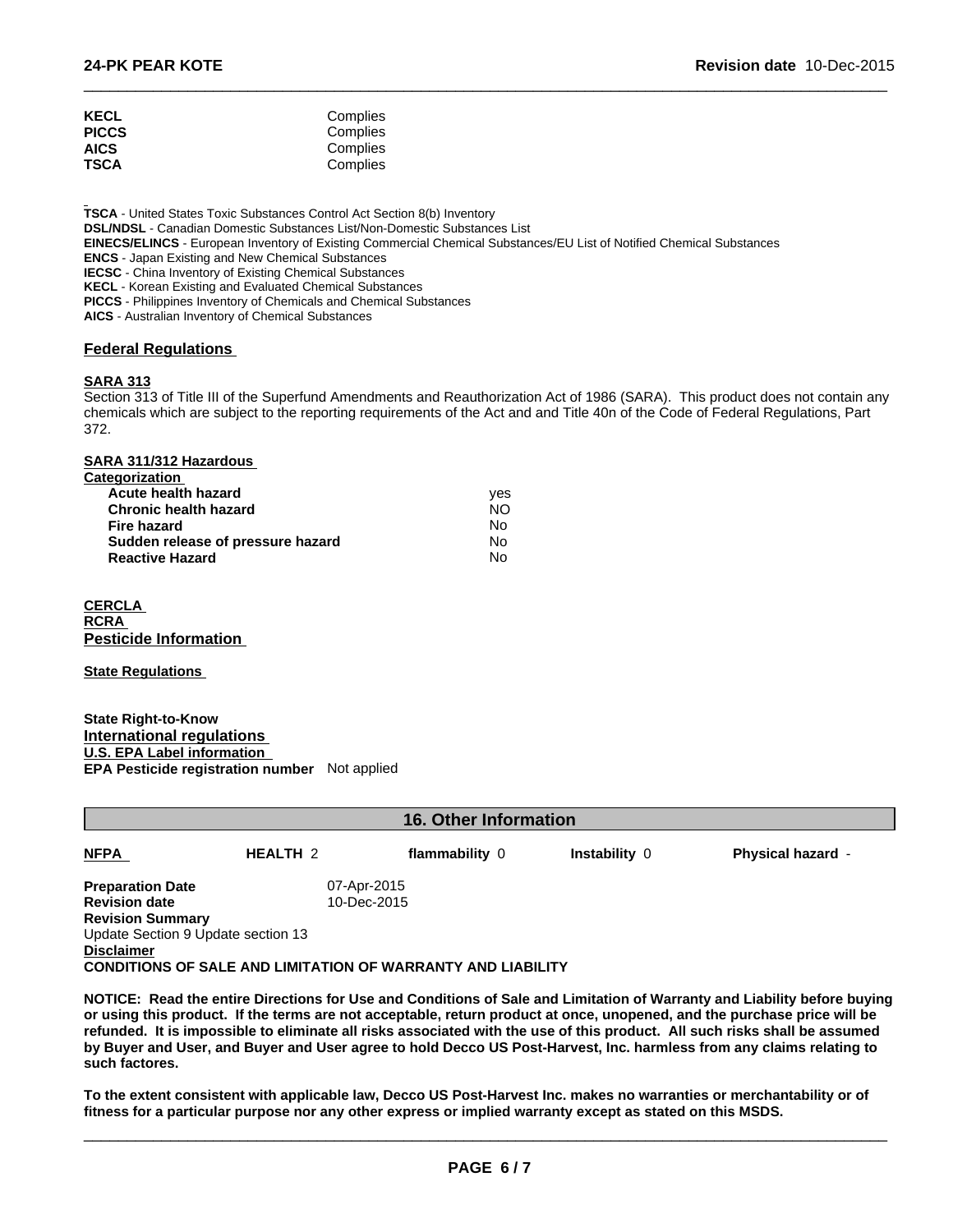| | |
|---|---|
| **KECL** | Complies |
| **PICCS** | Complies |
| **AICS** | Complies |
| **TSCA** | Complies |

**TSCA** - United States Toxic Substances Control Act Section 8(b) Inventory
**DSL/NDSL** - Canadian Domestic Substances List/Non-Domestic Substances List
**EINECS/ELINCS** - European Inventory of Existing Commercial Chemical Substances/EU List of Notified Chemical Substances
**ENCS** - Japan Existing and New Chemical Substances
**IECSC** - China Inventory of Existing Chemical Substances
**KECL** - Korean Existing and Evaluated Chemical Substances
**PICCS** - Philippines Inventory of Chemicals and Chemical Substances
**AICS** - Australian Inventory of Chemical Substances

## Federal Regulations

**SARA 313**

Section 313 of Title III of the Superfund Amendments and Reauthorization Act of 1986 (SARA). This product does not contain any chemicals which are subject to the reporting requirements of the Act and and Title 40n of the Code of Federal Regulations, Part 372.

**SARA 311/312 Hazardous Categorization**

| | |
|---|---|
| **Acute health hazard** | yes |
| **Chronic health hazard** | NO |
| **Fire hazard** | No |
| **Sudden release of pressure hazard** | No |
| **Reactive Hazard** | No |

**CERCLA**

**RCRA**

## Pesticide Information

**State Regulations**

**State Right-to-Know**

## International regulations

**U.S. EPA Label information**

**EPA Pesticide registration number** Not applied

## 16. Other Information

| **NFPA** | **HEALTH** 2 | **flammability** 0 | **Instability** 0 | **Physical hazard** - |
|---|---|---|---|---|

**Preparation Date** 07-Apr-2015
**Revision date** 10-Dec-2015
**Revision Summary**
Update Section 9 Update section 13

**Disclaimer**

**CONDITIONS OF SALE AND LIMITATION OF WARRANTY AND LIABILITY**

**NOTICE: Read the entire Directions for Use and Conditions of Sale and Limitation of Warranty and Liability before buying or using this product. If the terms are not acceptable, return product at once, unopened, and the purchase price will be refunded. It is impossible to eliminate all risks associated with the use of this product. All such risks shall be assumed by Buyer and User, and Buyer and User agree to hold Decco US Post-Harvest, Inc. harmless from any claims relating to such factores.**

**To the extent consistent with applicable law, Decco US Post-Harvest Inc. makes no warranties or merchantability or of fitness for a particular purpose nor any other express or implied warranty except as stated on this MSDS.**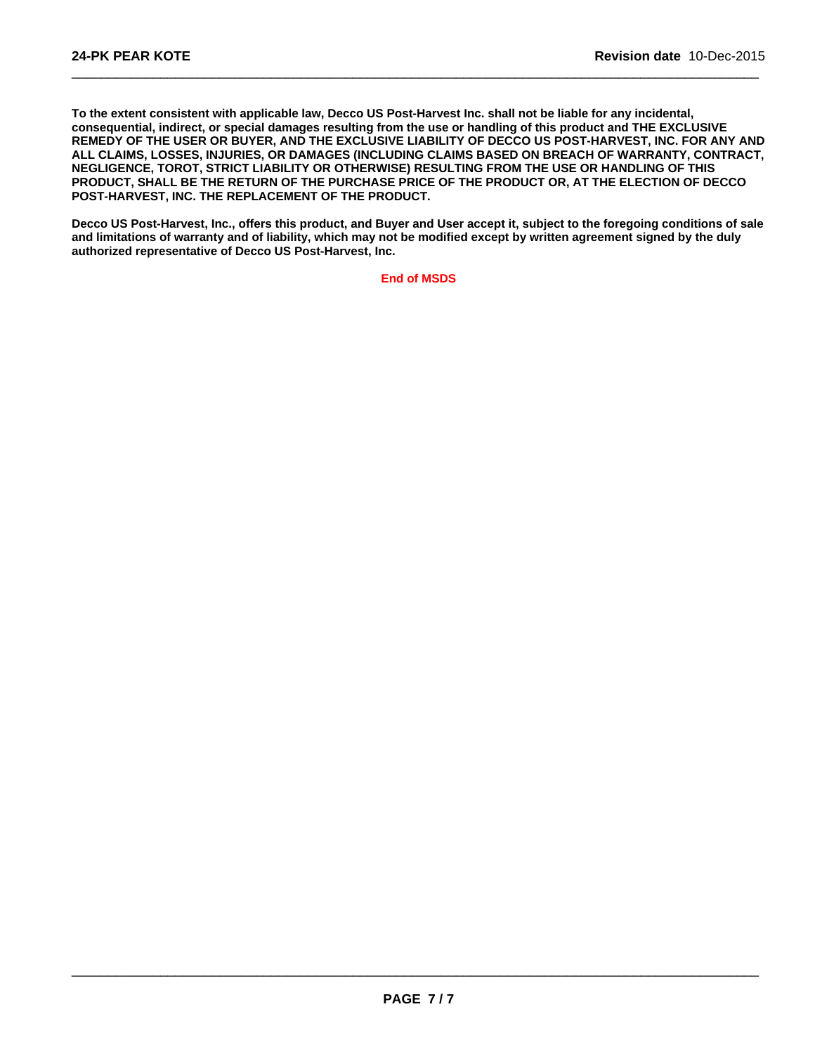**To the extent consistent with applicable law, Decco US Post-Harvest Inc. shall not be liable for any incidental, consequential, indirect, or special damages resulting from the use or handling of this product and THE EXCLUSIVE REMEDY OF THE USER OR BUYER, AND THE EXCLUSIVE LIABILITY OF DECCO US POST-HARVEST, INC. FOR ANY AND ALL CLAIMS, LOSSES, INJURIES, OR DAMAGES (INCLUDING CLAIMS BASED ON BREACH OF WARRANTY, CONTRACT, NEGLIGENCE, TOROT, STRICT LIABILITY OR OTHERWISE) RESULTING FROM THE USE OR HANDLING OF THIS PRODUCT, SHALL BE THE RETURN OF THE PURCHASE PRICE OF THE PRODUCT OR, AT THE ELECTION OF DECCO POST-HARVEST, INC. THE REPLACEMENT OF THE PRODUCT.**

**Decco US Post-Harvest, Inc., offers this product, and Buyer and User accept it, subject to the foregoing conditions of sale and limitations of warranty and of liability, which may not be modified except by written agreement signed by the duly authorized representative of Decco US Post-Harvest, Inc.**

**End of MSDS**